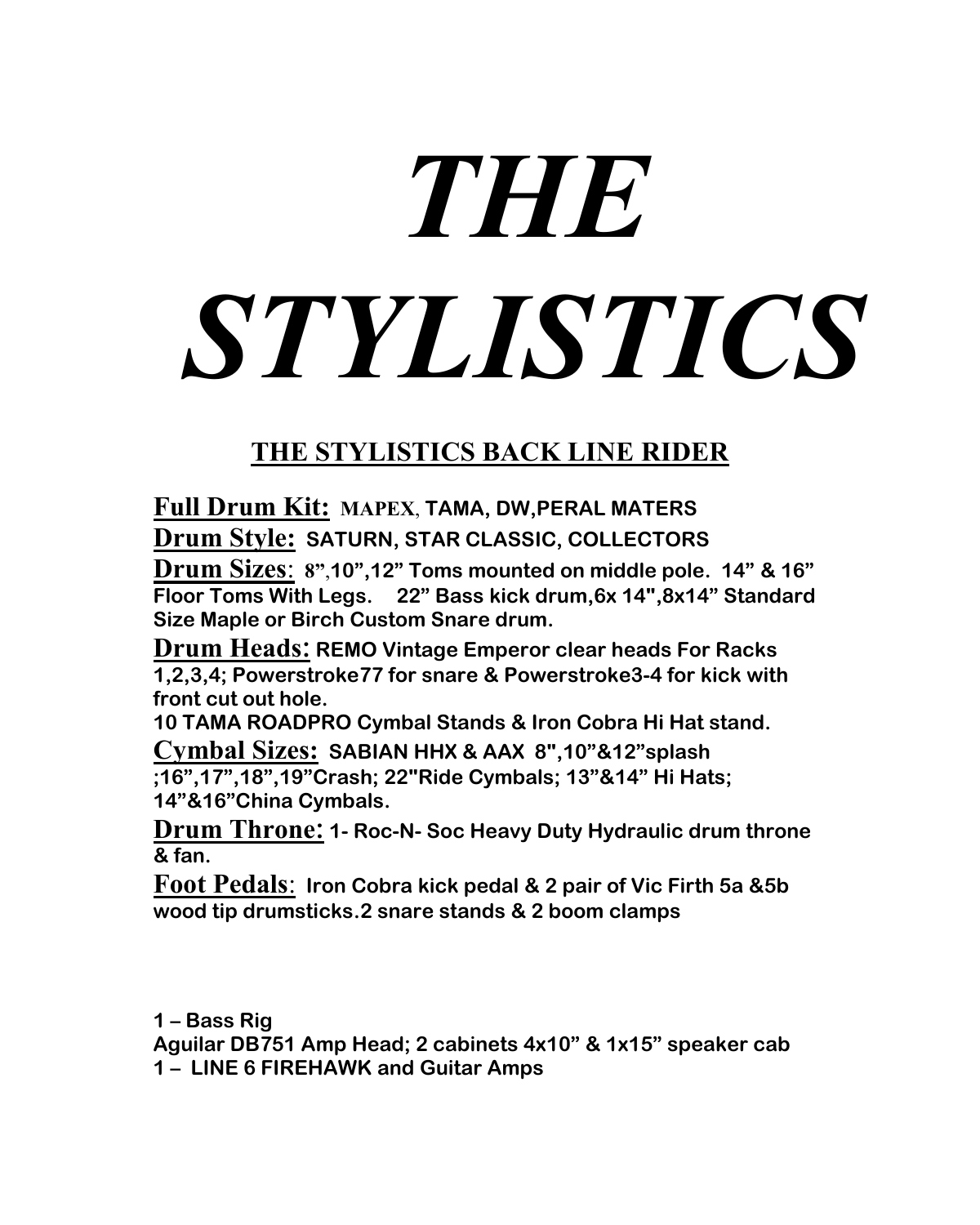# THE STYLISTICS

## THE STYLISTICS BACK LINE RIDER

**Full Drum Kit:** MAPEX, TAMA, DW,PERAL MATERS

**Drum Style:** SATURN, STAR CLASSIC, COLLECTORS

**Drum Sizes**: 8",10",12" Toms mounted on middle pole. 14" & 16" Floor Toms With Legs. 22" Bass kick drum,6x 14",8x14" Standard Size Maple or Birch Custom Snare drum.

**Drum Heads:** REMO Vintage Emperor clear heads For Racks 1,2,3,4; Powerstroke77 for snare & Powerstroke3-4 for kick with front cut out hole.

10 TAMA ROADPRO Cymbal Stands & Iron Cobra Hi Hat stand.

**Cymbal Sizes:** SABIAN HHX & AAX 8",10"&12"splash ;16",17",18",19"Crash; 22"Ride Cymbals; 13"&14" Hi Hats; 14"&16"China Cymbals.

**Drum Throne:** 1- Roc-N- Soc Heavy Duty Hydraulic drum throne & fan.

**Foot Pedals**: Iron Cobra kick pedal & 2 pair of Vic Firth 5a &5b wood tip drumsticks.2 snare stands & 2 boom clamps

1 – Bass Rig
Aguilar DB751 Amp Head; 2 cabinets 4x10" & 1x15" speaker cab
1 – LINE 6 FIREHAWK and Guitar Amps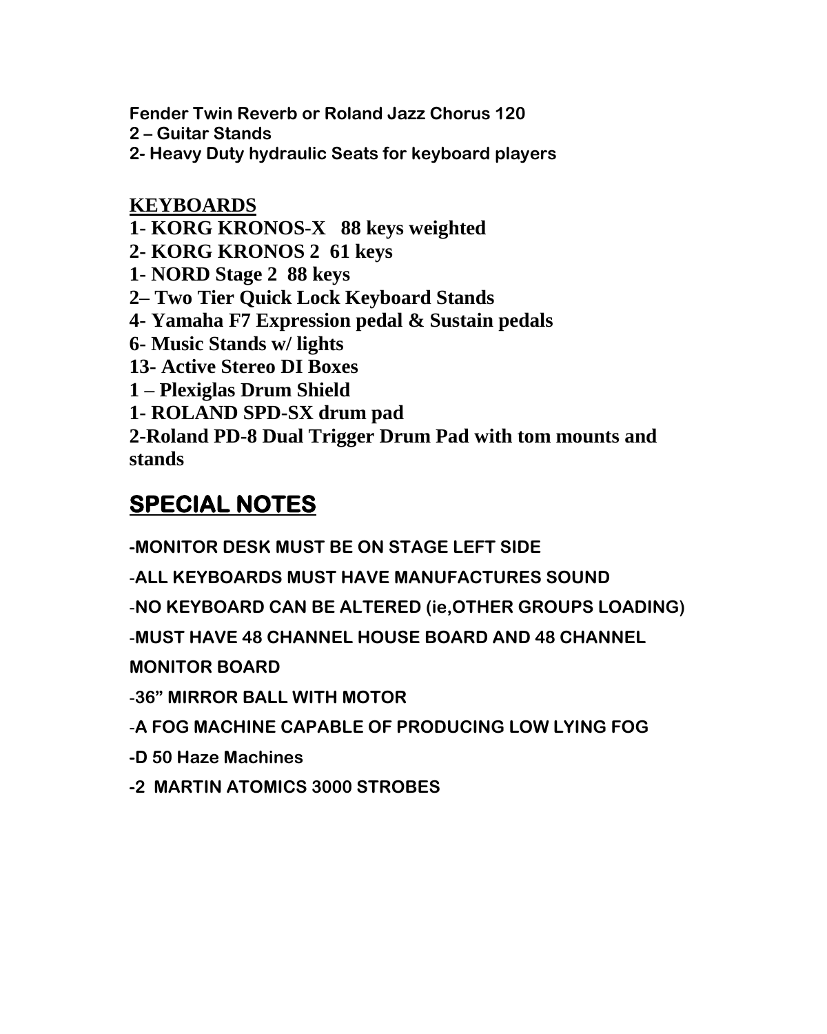**Fender Twin Reverb or Roland Jazz Chorus 120**
**2 – Guitar Stands**
**2- Heavy Duty hydraulic Seats for keyboard players**

**KEYBOARDS**

**1- KORG KRONOS-X 88 keys weighted**
**2- KORG KRONOS 2 61 keys**
**1- NORD Stage 2 88 keys**
**2– Two Tier Quick Lock Keyboard Stands**
**4- Yamaha F7 Expression pedal & Sustain pedals**
**6- Music Stands w/ lights**
**13- Active Stereo DI Boxes**
**1 – Plexiglas Drum Shield**
**1- ROLAND SPD-SX drum pad**
**2-Roland PD-8 Dual Trigger Drum Pad with tom mounts and stands**

## SPECIAL NOTES

**-MONITOR DESK MUST BE ON STAGE LEFT SIDE**

-**ALL KEYBOARDS MUST HAVE MANUFACTURES SOUND**

-**NO KEYBOARD CAN BE ALTERED (ie,OTHER GROUPS LOADING)**

-**MUST HAVE 48 CHANNEL HOUSE BOARD AND 48 CHANNEL MONITOR BOARD**

-**36" MIRROR BALL WITH MOTOR**

-**A FOG MACHINE CAPABLE OF PRODUCING LOW LYING FOG**

**-D 50 Haze Machines**

**-2 MARTIN ATOMICS 3000 STROBES**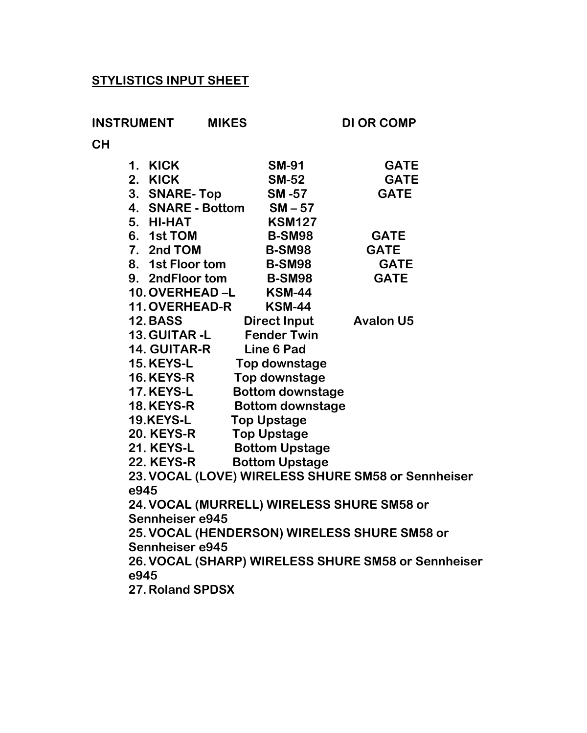## STYLISTICS INPUT SHEET

| CH | INSTRUMENT | MIKES | DI OR COMP |
|---|---|---|---|
| 1. | KICK | SM-91 | GATE |
| 2. | KICK | SM-52 | GATE |
| 3. | SNARE- Top | SM -57 | GATE |
| 4. | SNARE - Bottom | SM – 57 | |
| 5. | HI-HAT | KSM127 | |
| 6. | 1st TOM | B-SM98 | GATE |
| 7. | 2nd TOM | B-SM98 | GATE |
| 8. | 1st Floor tom | B-SM98 | GATE |
| 9. | 2ndFloor tom | B-SM98 | GATE |
| 10. | OVERHEAD –L | KSM-44 | |
| 11. | OVERHEAD-R | KSM-44 | |
| 12. | BASS | Direct Input | Avalon U5 |
| 13. | GUITAR -L | Fender Twin | |
| 14. | GUITAR-R | Line 6 Pad | |
| 15. | KEYS-L | Top downstage | |
| 16. | KEYS-R | Top downstage | |
| 17. | KEYS-L | Bottom downstage | |
| 18. | KEYS-R | Bottom downstage | |
| 19. | KEYS-L | Top Upstage | |
| 20. | KEYS-R | Top Upstage | |
| 21. | KEYS-L | Bottom Upstage | |
| 22. | KEYS-R | Bottom Upstage | |

23. VOCAL (LOVE) WIRELESS SHURE SM58 or Sennheiser e945
24. VOCAL (MURRELL) WIRELESS SHURE SM58 or Sennheiser e945
25. VOCAL (HENDERSON) WIRELESS SHURE SM58 or Sennheiser e945
26. VOCAL (SHARP) WIRELESS SHURE SM58 or Sennheiser e945
27. Roland SPDSX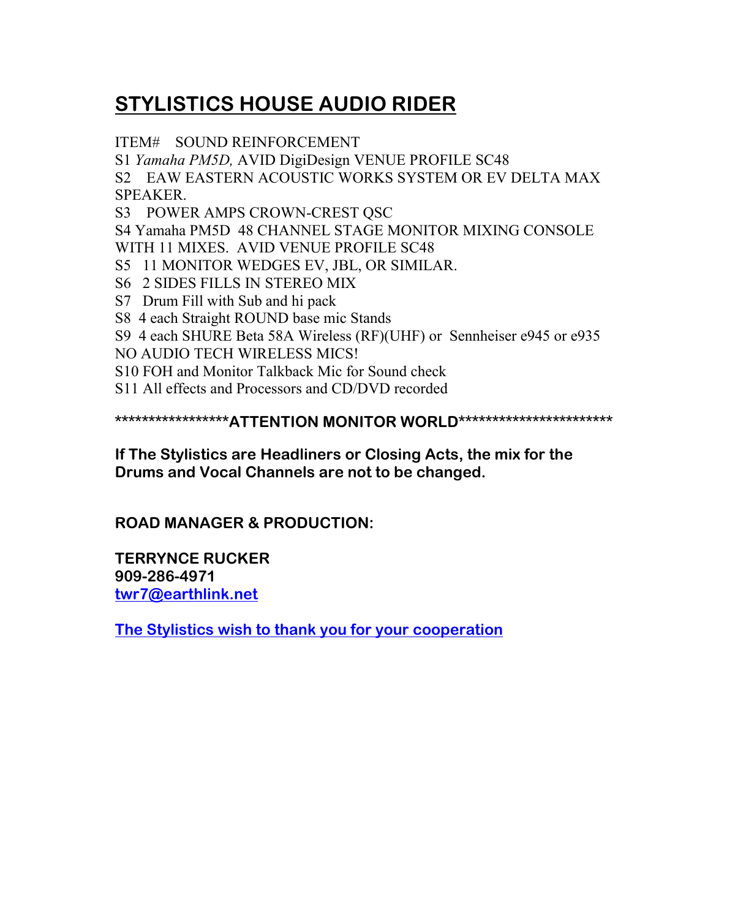# STYLISTICS HOUSE AUDIO RIDER

ITEM# SOUND REINFORCEMENT

S1 *Yamaha PM5D,* AVID DigiDesign VENUE PROFILE SC48

S2 EAW EASTERN ACOUSTIC WORKS SYSTEM OR EV DELTA MAX SPEAKER.

S3 POWER AMPS CROWN-CREST QSC

S4 Yamaha PM5D 48 CHANNEL STAGE MONITOR MIXING CONSOLE WITH 11 MIXES. AVID VENUE PROFILE SC48

S5 11 MONITOR WEDGES EV, JBL, OR SIMILAR.

S6 2 SIDES FILLS IN STEREO MIX

S7 Drum Fill with Sub and hi pack

S8 4 each Straight ROUND base mic Stands

S9 4 each SHURE Beta 58A Wireless (RF)(UHF) or Sennheiser e945 or e935 NO AUDIO TECH WIRELESS MICS!

S10 FOH and Monitor Talkback Mic for Sound check

S11 All effects and Processors and CD/DVD recorded

**\*\*\*\*\*\*\*\*\*\*\*\*\*\*\*\*\*ATTENTION MONITOR WORLD\*\*\*\*\*\*\*\*\*\*\*\*\*\*\*\*\*\*\*\*\*\*\***

**If The Stylistics are Headliners or Closing Acts, the mix for the Drums and Vocal Channels are not to be changed.**

**ROAD MANAGER & PRODUCTION:**

**TERRYNCE RUCKER**
**909-286-4971**
**twr7@earthlink.net**

**The Stylistics wish to thank you for your cooperation**